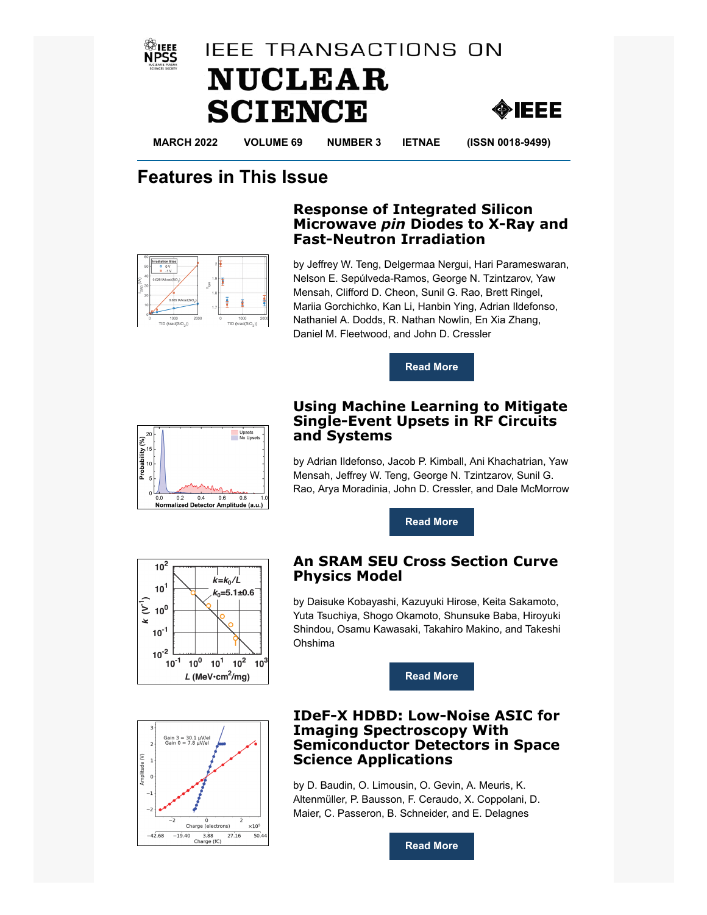# IEEE TRANSACTIONS ON NUCLEAR SCIENCE

MARCH 2022 VOLUME 69 NUMBER 3 IETNAE (ISSN 0018-9499)

## Features in This Issue

### Response of Integrated Silicon Microwave *pin* Diodes to X-Ray and Fast-Neutron Irradiation

by Jeffrey W. Teng, Delgermaa Nergui, Hari Parameswaran, Nelson E. Sepúlveda-Ramos, George N. Tzintzarov, Yaw Mensah, Clifford D. Cheon, Sunil G. Rao, Brett Ringel, Mariia Gorchichko, Kan Li, Hanbin Ying, Adrian Ildefonso, Nathaniel A. Dodds, R. Nathan Nowlin, En Xia Zhang, Daniel M. Fleetwood, and John D. Cressler

Read More

### Using Machine Learning to Mitigate Single-Event Upsets in RF Circuits and Systems

by Adrian Ildefonso, Jacob P. Kimball, Ani Khachatrian, Yaw Mensah, Jeffrey W. Teng, George N. Tzintzarov, Sunil G. Rao, Arya Moradinia, John D. Cressler, and Dale McMorrow

Read More

### An SRAM SEU Cross Section Curve Physics Model

by Daisuke Kobayashi, Kazuyuki Hirose, Keita Sakamoto, Yuta Tsuchiya, Shogo Okamoto, Shunsuke Baba, Hiroyuki Shindou, Osamu Kawasaki, Takahiro Makino, and Takeshi Ohshima

Read More

### IDeF-X HDBD: Low-Noise ASIC for Imaging Spectroscopy With Semiconductor Detectors in Space Science Applications

by D. Baudin, O. Limousin, O. Gevin, A. Meuris, K. Altenmüller, P. Bausson, F. Ceraudo, X. Coppolani, D. Maier, C. Passeron, B. Schneider, and E. Delagnes

Read More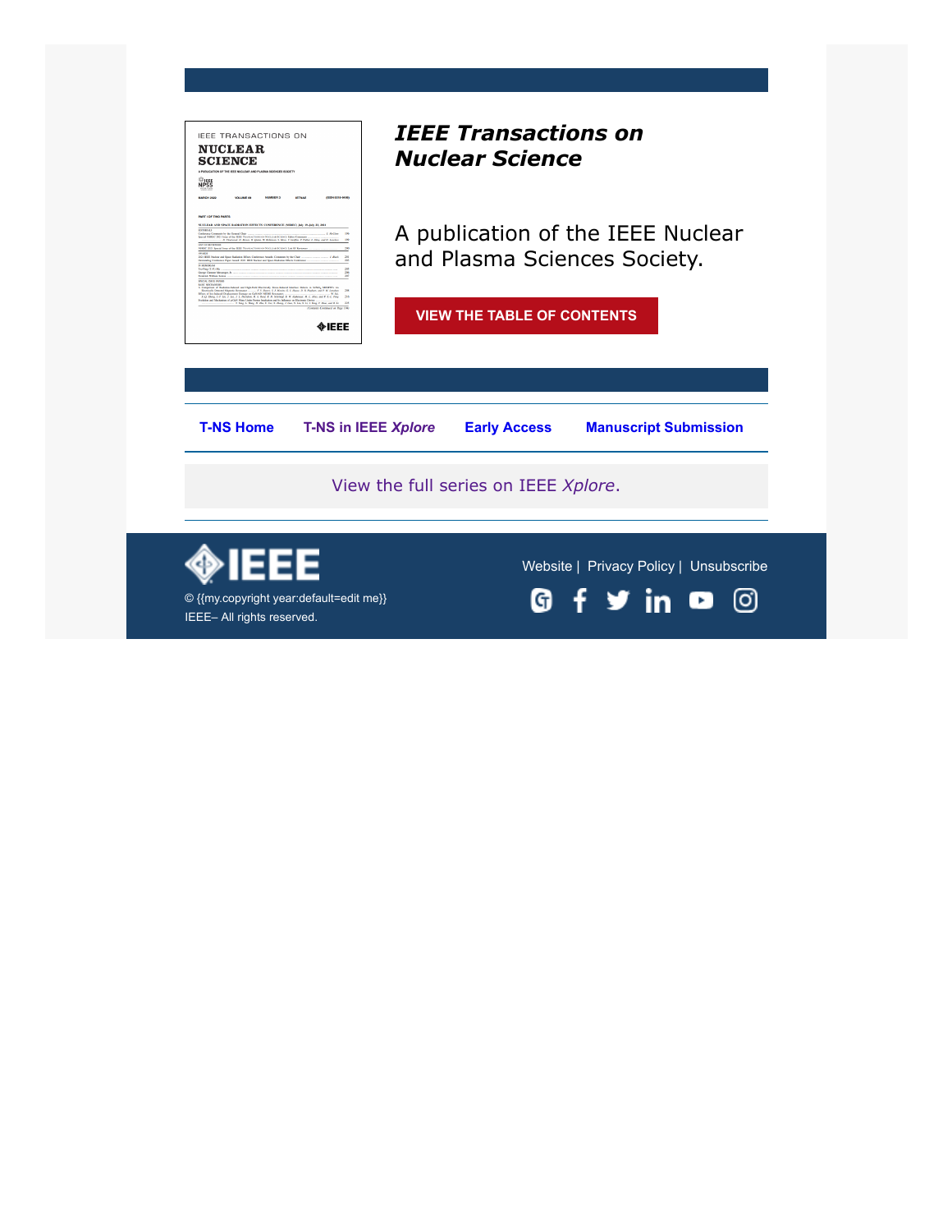# *IEEE Transactions on Nuclear Science*

A publication of the IEEE Nuclear and Plasma Sciences Society.

**VIEW THE TABLE OF CONTENTS**

**T-NS Home** **T-NS in IEEE *Xplore*** **Early Access** **Manuscript Submission**

View the full series on IEEE *Xplore*.

© {{my.copyright year:default=edit me}}
IEEE– All rights reserved.

Website | Privacy Policy | Unsubscribe